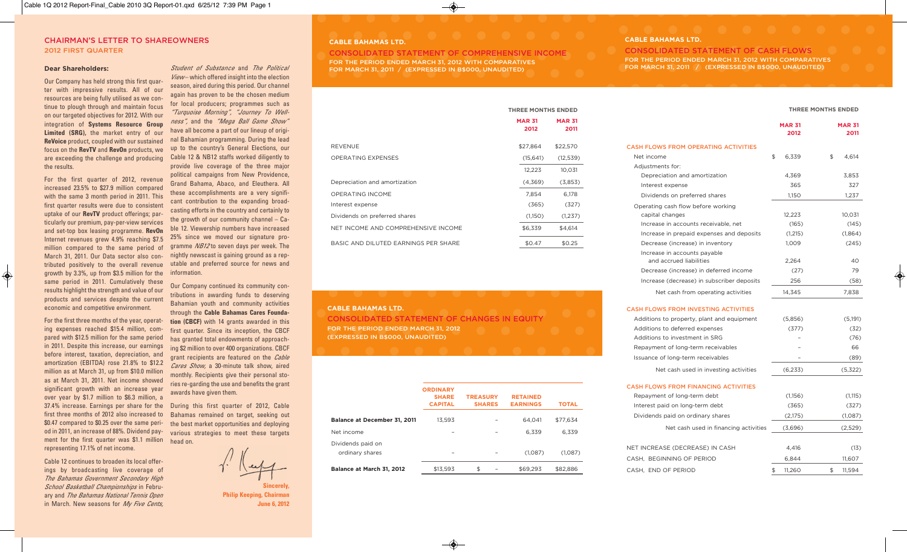## CHAIRMAN'S LETTER TO SHAREOWNERS

### 2012 FIRST QUARTER

**Dear Shareholders:**

Our Company has held strong this first quarter with impressive results. All of our resources are being fully utilised as we continue to plough through and maintain focus on our targeted objectives for 2012. With our integration of **Systems Resource Group Limited (SRG),** the market entry of our **ReVoice** product, coupled with our sustained focus on the **RevTV** and **RevOn** products, we are exceeding the challenge and producing the results.

For the first quarter of 2012, revenue increased 23.5% to $27.9 million compared with the same 3 month period in 2011. This first quarter results were due to consistent uptake of our **RevTV** product offerings; particularly our premium, pay-per-view services and set-top box leasing programme. **RevOn** Internet revenues grew 4.9% reaching $7.5 million compared to the same period of March 31, 2011. Our Data sector also contributed positively to the overall revenue growth by 3.3%, up from $3.5 million for the same period in 2011. Cumulatively these results highlight the strength and value of our products and services despite the current economic and competitive environment.

For the first three months of the year, operating expenses reached $15.4 million, compared with $12.5 million for the same period in 2011. Despite this increase, our earnings before interest, taxation, depreciation, and amortization (EBITDA) rose 21.8% to $12.2 million as at March 31, up from $10.0 million as at March 31, 2011. Net income showed significant growth with an increase year over year by $1.7 million to $6.3 million, a 37.4% increase. Earnings per share for the first three months of 2012 also increased to $0.47 compared to $0.25 over the same period in 2011, an increase of 88%. Dividend payment for the first quarter was $1.1 million representing 17.1% of net income.

Cable 12 continues to broaden its local offerings by broadcasting live coverage of *The Bahamas Government Secondary High School Basketball Championships* in February and *The Bahamas National Tennis Open* in March. New seasons for *My Five Cents, Student of Substance* and *The Political View*– which offered insight into the election season, aired during this period. Our channel again has proven to be the chosen medium for local producers; programmes such as *"Turquoise Morning"*, *"Journey To Wellness"*, and the *"Mega Ball Game Show"* have all become a part of our lineup of original Bahamian programming. During the lead up to the country's General Elections, our Cable 12 & NB12 staffs worked diligently to provide live coverage of the three major political campaigns from New Providence, Grand Bahama, Abaco, and Eleuthera. All these accomplishments are a very significant contribution to the expanding broadcasting efforts in the country and certainly to the growth of our community channel – Cable 12. Viewership numbers have increased 25% since we moved our signature programme *NB12* to seven days per week. The nightly newscast is gaining ground as a reputable and preferred source for news and information.

Our Company continued its community contributions in awarding funds to deserving Bahamian youth and community activities through the **Cable Bahamas Cares Foundation (CBCF)** with 14 grants awarded in this first quarter. Since its inception, the CBCF has granted total endowments of approaching $2 million to over 400 organizations. CBCF grant recipients are featured on the *Cable Cares Show,* a 30-minute talk show, aired monthly. Recipients give their personal stories re-garding the use and benefits the grant awards have given them.

During this first quarter of 2012, Cable Bahamas remained on target, seeking out the best market opportunities and deploying various strategies to meet these targets head on.

**Sincerely,**
**Philip Keeping, Chairman**
**June 6, 2012**

## CABLE BAHAMAS LTD.

### CONSOLIDATED STATEMENT OF COMPREHENSIVE INCOME

FOR THE PERIOD ENDED MARCH 31, 2012 WITH COMPARATIVES FOR MARCH 31, 2011 / (EXPRESSED IN B$000, UNAUDITED)

| | THREE MONTHS ENDED MAR 31 2012 | THREE MONTHS ENDED MAR 31 2011 |
|---|---|---|
| REVENUE | $27,864 | $22,570 |
| OPERATING EXPENSES | (15,641) | (12,539) |
| | 12,223 | 10,031 |
| Depreciation and amortization | (4,369) | (3,853) |
| OPERATING INCOME | 7,854 | 6,178 |
| Interest expense | (365) | (327) |
| Dividends on preferred shares | (1,150) | (1,237) |
| NET INCOME AND COMPREHENSIVE INCOME | $6,339 | $4,614 |
| BASIC AND DILUTED EARNINGS PER SHARE | $0.47 | $0.25 |

## CABLE BAHAMAS LTD.

### CONSOLIDATED STATEMENT OF CHANGES IN EQUITY

FOR THE PERIOD ENDED MARCH 31, 2012 (EXPRESSED IN B$000, UNAUDITED)

| | ORDINARY SHARE CAPITAL | TREASURY SHARES | RETAINED EARNINGS | TOTAL |
|---|---|---|---|---|
| **Balance at December 31, 2011** | 13,593 | – | 64,041 | $77,634 |
| Net income | – | – | 6,339 | 6,339 |
| Dividends paid on ordinary shares | – | – | (1,087) | (1,087) |
| **Balance at March 31, 2012** | $13,593 | $ – | $69,293 | $82,886 |

## CABLE BAHAMAS LTD.

### CONSOLIDATED STATEMENT OF CASH FLOWS

FOR THE PERIOD ENDED MARCH 31, 2012 WITH COMPARATIVES FOR MARCH 31, 2011 / (EXPRESSED IN B$000, UNAUDITED)

| | THREE MONTHS ENDED MAR 31 2012 | THREE MONTHS ENDED MAR 31 2011 |
|---|---|---|
| **CASH FLOWS FROM OPERATING ACTIVITIES** | | |
| Net income | $ 6,339 | $ 4,614 |
| Adjustments for: | | |
| Depreciation and amortization | 4,369 | 3,853 |
| Interest expense | 365 | 327 |
| Dividends on preferred shares | 1,150 | 1,237 |
| Operating cash flow before working capital changes | 12,223 | 10,031 |
| Increase in accounts receivable, net | (165) | (145) |
| Increase in prepaid expenses and deposits | (1,215) | (1,864) |
| Decrease (increase) in inventory | 1,009 | (245) |
| Increase in accounts payable and accrued liabilities | 2,264 | 40 |
| Decrease (increase) in deferred income | (27) | 79 |
| Increase (decrease) in subscriber deposits | 256 | (58) |
| Net cash from operating activities | 14,345 | 7,838 |
| **CASH FLOWS FROM INVESTING ACTIVITIES** | | |
| Additions to property, plant and equipment | (5,856) | (5,191) |
| Additions to deferred expenses | (377) | (32) |
| Additions to investment in SRG | – | (76) |
| Repayment of long-term receivables | – | 66 |
| Issuance of long-term receivables | – | (89) |
| Net cash used in investing activities | (6,233) | (5,322) |
| **CASH FLOWS FROM FINANCING ACTIVITIES** | | |
| Repayment of long-term debt | (1,156) | (1,115) |
| Interest paid on long-term debt | (365) | (327) |
| Dividends paid on ordinary shares | (2,175) | (1,087) |
| Net cash used in financing activities | (3,696) | (2,529) |
| NET INCREASE (DECREASE) IN CASH | 4,416 | (13) |
| CASH, BEGINNING OF PERIOD | 6,844 | 11,607 |
| CASH, END OF PERIOD | $ 11,260 | $ 11,594 |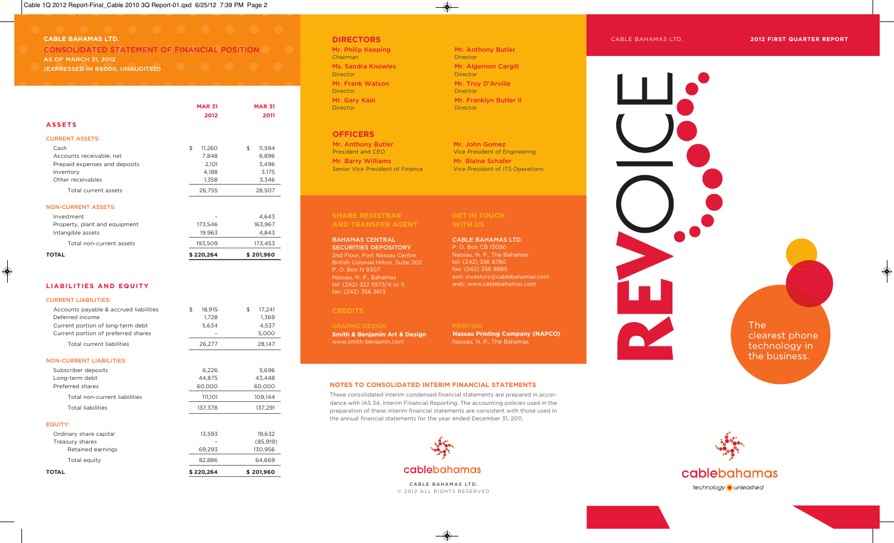**CABLE BAHAMAS LTD.**

## CONSOLIDATED STATEMENT OF FINANCIAL POSITION

AS OF MARCH 31, 2012

(EXPRESSED IN B$000, UNAUDITED)

| | MAR 31 2012 | MAR 31 2011 |
|---|---|---|
| **ASSETS** | | |
| CURRENT ASSETS: | | |
| Cash | $ 11,260 | $ 11,594 |
| Accounts receivable, net | 7,848 | 6,896 |
| Prepaid expenses and deposits | 2,101 | 3,496 |
| Inventory | 4,188 | 3,175 |
| Other receivables | 1,358 | 3,346 |
| Total current assets | 26,755 | 28,507 |
| NON-CURRENT ASSETS: | | |
| Investment | – | 4,643 |
| Property, plant and equipment | 173,546 | 163,967 |
| Intangible assets | 19,963 | 4,843 |
| Total non-current assets | 193,509 | 173,453 |
| **TOTAL** | **$ 220,264** | **$ 201,960** |
| **LIABILITIES AND EQUITY** | | |
| CURRENT LIABILITIES: | | |
| Accounts payable & accrued liabilities | $ 18,915 | $ 17,241 |
| Deferred income | 1,728 | 1,369 |
| Current portion of long-term debt | 5,634 | 4,537 |
| Current portion of preferred shares | – | 5,000 |
| Total current liabilities | 26,277 | 28,147 |
| NON-CURRENT LIABILITIES: | | |
| Subscriber deposits | 6,226 | 5,696 |
| Long-term debt | 44,875 | 43,448 |
| Preferred shares | 60,000 | 60,000 |
| Total non-current liabilities | 111,101 | 109,144 |
| Total liabilities | 137,378 | 137,291 |
| EQUITY: | | |
| Ordinary share capital | 13,593 | 19,632 |
| Treasury shares | – | (85,919) |
| Retained earnings | 69,293 | 130,956 |
| Total equity | 82,886 | 64,669 |
| **TOTAL** | **$ 220,264** | **$ 201,960** |

## DIRECTORS

Mr. Philip Keeping
Chairman

Ms. Sandra Knowles
Director

Mr. Frank Watson
Director

Mr. Gary Kain
Director

Mr. Anthony Butler
Director

Mr. Algernon Cargill
Director

Mr. Troy D'Arville
Director

Mr. Franklyn Butler II
Director

## OFFICERS

Mr. Anthony Butler
President and CEO

Mr. Barry Williams
Senior Vice President of Finance

Mr. John Gomez
Vice President of Engineering

Mr. Blaine Schafer
Vice President of ITS Operations

## SHARE REGISTRAR AND TRANSFER AGENT

**BAHAMAS CENTRAL SECURITIES DEPOSITORY**
2nd Floor, Fort Nassau Centre
British Colonial Hilton, Suite 202
P. O. Box N 9307
Nassau, N. P., Bahamas
tel: (242) 322 5573/4 or 5
fax: (242) 356 3613

## GET IN TOUCH WITH US

**CABLE BAHAMAS LTD.**
P. O. Box CB 13050
Nassau, N. P., The Bahamas
tel: (242) 356 6780
fax: (242) 356 8985
eml: investors@cablebahamas.com
web: www.cablebahamas.com

## CREDITS

GRAPHIC DESIGN
**Smith & Benjamin Art & Design**
www.smith-benjamin.com

PRINTING
**Nassau Printing Company (NAPCO)**
Nassau, N. P., The Bahamas

## NOTES TO CONSOLIDATED INTERIM FINANCIAL STATEMENTS

These consolidated interim condensed financial statements are prepared in accordance with IAS 34, Interim Financial Reporting. The accounting policies used in the preparation of these interim financial statements are consistent with those used in the annual financial statements for the year ended December 31, 2011.

cablebahamas

CABLE BAHAMAS LTD.
© 2012 ALL RIGHTS RESERVED

CABLE BAHAMAS LTD. **2012 FIRST QUARTER REPORT**

REVOICE

The clearest phone technology in the business.

cablebahamas

*technology unleashed*